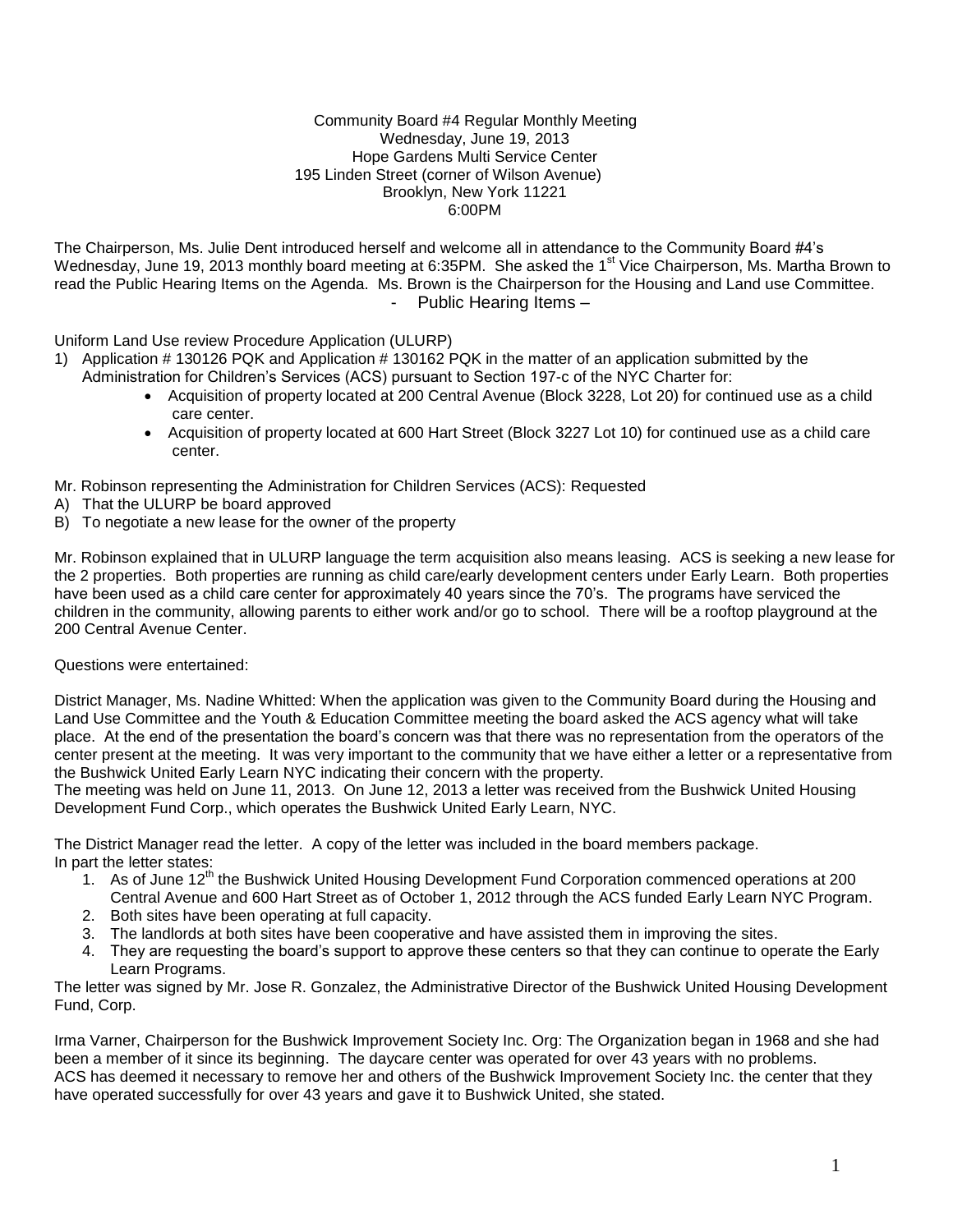Community Board #4 Regular Monthly Meeting
Wednesday, June 19, 2013
Hope Gardens Multi Service Center
195 Linden Street (corner of Wilson Avenue)
Brooklyn, New York 11221
6:00PM

The Chairperson, Ms. Julie Dent introduced herself and welcome all in attendance to the Community Board #4's Wednesday, June 19, 2013 monthly board meeting at 6:35PM. She asked the 1st Vice Chairperson, Ms. Martha Brown to read the Public Hearing Items on the Agenda. Ms. Brown is the Chairperson for the Housing and Land use Committee.

- Public Hearing Items –

Uniform Land Use review Procedure Application (ULURP)

1) Application # 130126 PQK and Application # 130162 PQK in the matter of an application submitted by the Administration for Children's Services (ACS) pursuant to Section 197-c of the NYC Charter for:
   - Acquisition of property located at 200 Central Avenue (Block 3228, Lot 20) for continued use as a child care center.
   - Acquisition of property located at 600 Hart Street (Block 3227 Lot 10) for continued use as a child care center.

Mr. Robinson representing the Administration for Children Services (ACS): Requested

A) That the ULURP be board approved
B) To negotiate a new lease for the owner of the property

Mr. Robinson explained that in ULURP language the term acquisition also means leasing. ACS is seeking a new lease for the 2 properties. Both properties are running as child care/early development centers under Early Learn. Both properties have been used as a child care center for approximately 40 years since the 70's. The programs have serviced the children in the community, allowing parents to either work and/or go to school. There will be a rooftop playground at the 200 Central Avenue Center.

Questions were entertained:

District Manager, Ms. Nadine Whitted: When the application was given to the Community Board during the Housing and Land Use Committee and the Youth & Education Committee meeting the board asked the ACS agency what will take place. At the end of the presentation the board's concern was that there was no representation from the operators of the center present at the meeting. It was very important to the community that we have either a letter or a representative from the Bushwick United Early Learn NYC indicating their concern with the property.
The meeting was held on June 11, 2013. On June 12, 2013 a letter was received from the Bushwick United Housing Development Fund Corp., which operates the Bushwick United Early Learn, NYC.

The District Manager read the letter. A copy of the letter was included in the board members package.
In part the letter states:

1. As of June 12th the Bushwick United Housing Development Fund Corporation commenced operations at 200 Central Avenue and 600 Hart Street as of October 1, 2012 through the ACS funded Early Learn NYC Program.
2. Both sites have been operating at full capacity.
3. The landlords at both sites have been cooperative and have assisted them in improving the sites.
4. They are requesting the board's support to approve these centers so that they can continue to operate the Early Learn Programs.

The letter was signed by Mr. Jose R. Gonzalez, the Administrative Director of the Bushwick United Housing Development Fund, Corp.

Irma Varner, Chairperson for the Bushwick Improvement Society Inc. Org: The Organization began in 1968 and she had been a member of it since its beginning. The daycare center was operated for over 43 years with no problems.
ACS has deemed it necessary to remove her and others of the Bushwick Improvement Society Inc. the center that they have operated successfully for over 43 years and gave it to Bushwick United, she stated.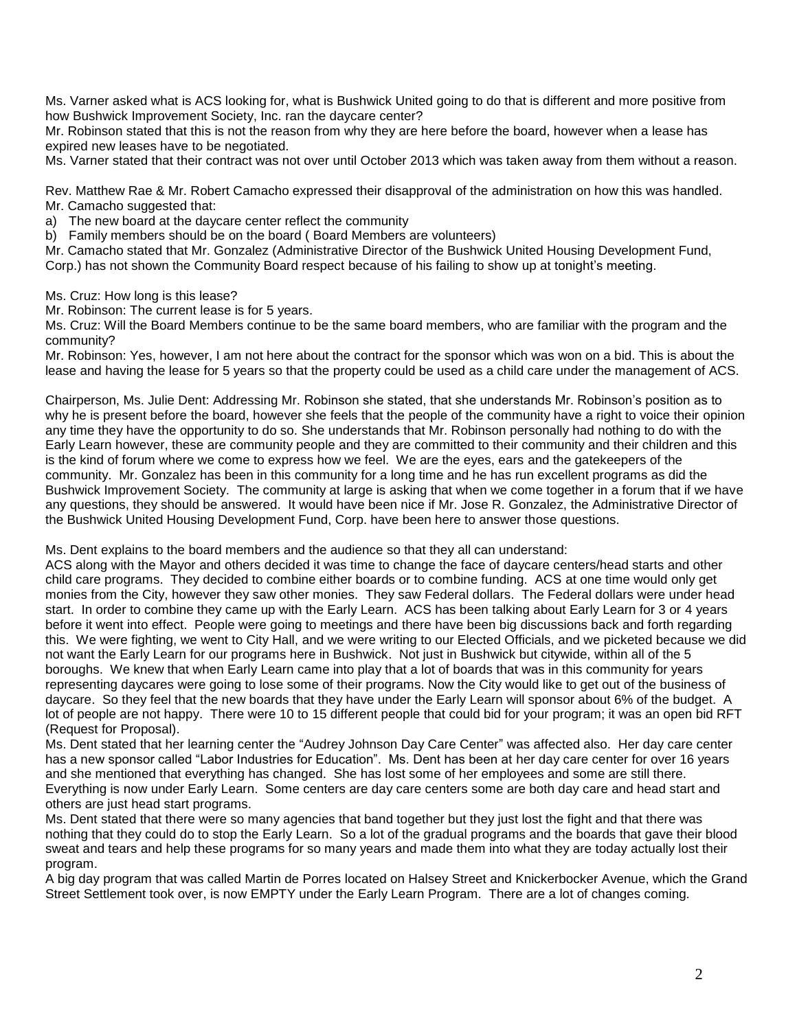Ms. Varner asked what is ACS looking for, what is Bushwick United going to do that is different and more positive from how Bushwick Improvement Society, Inc. ran the daycare center?

Mr. Robinson stated that this is not the reason from why they are here before the board, however when a lease has expired new leases have to be negotiated.

Ms. Varner stated that their contract was not over until October 2013 which was taken away from them without a reason.

Rev. Matthew Rae & Mr. Robert Camacho expressed their disapproval of the administration on how this was handled.

Mr. Camacho suggested that:

a) The new board at the daycare center reflect the community
b) Family members should be on the board ( Board Members are volunteers)

Mr. Camacho stated that Mr. Gonzalez (Administrative Director of the Bushwick United Housing Development Fund, Corp.) has not shown the Community Board respect because of his failing to show up at tonight's meeting.

Ms. Cruz: How long is this lease?

Mr. Robinson: The current lease is for 5 years.

Ms. Cruz: Will the Board Members continue to be the same board members, who are familiar with the program and the community?

Mr. Robinson: Yes, however, I am not here about the contract for the sponsor which was won on a bid. This is about the lease and having the lease for 5 years so that the property could be used as a child care under the management of ACS.

Chairperson, Ms. Julie Dent: Addressing Mr. Robinson she stated, that she understands Mr. Robinson's position as to why he is present before the board, however she feels that the people of the community have a right to voice their opinion any time they have the opportunity to do so. She understands that Mr. Robinson personally had nothing to do with the Early Learn however, these are community people and they are committed to their community and their children and this is the kind of forum where we come to express how we feel. We are the eyes, ears and the gatekeepers of the community. Mr. Gonzalez has been in this community for a long time and he has run excellent programs as did the Bushwick Improvement Society. The community at large is asking that when we come together in a forum that if we have any questions, they should be answered. It would have been nice if Mr. Jose R. Gonzalez, the Administrative Director of the Bushwick United Housing Development Fund, Corp. have been here to answer those questions.

Ms. Dent explains to the board members and the audience so that they all can understand:

ACS along with the Mayor and others decided it was time to change the face of daycare centers/head starts and other child care programs. They decided to combine either boards or to combine funding. ACS at one time would only get monies from the City, however they saw other monies. They saw Federal dollars. The Federal dollars were under head start. In order to combine they came up with the Early Learn. ACS has been talking about Early Learn for 3 or 4 years before it went into effect. People were going to meetings and there have been big discussions back and forth regarding this. We were fighting, we went to City Hall, and we were writing to our Elected Officials, and we picketed because we did not want the Early Learn for our programs here in Bushwick. Not just in Bushwick but citywide, within all of the 5 boroughs. We knew that when Early Learn came into play that a lot of boards that was in this community for years representing daycares were going to lose some of their programs. Now the City would like to get out of the business of daycare. So they feel that the new boards that they have under the Early Learn will sponsor about 6% of the budget. A lot of people are not happy. There were 10 to 15 different people that could bid for your program; it was an open bid RFT (Request for Proposal).

Ms. Dent stated that her learning center the "Audrey Johnson Day Care Center" was affected also. Her day care center has a new sponsor called "Labor Industries for Education". Ms. Dent has been at her day care center for over 16 years and she mentioned that everything has changed. She has lost some of her employees and some are still there. Everything is now under Early Learn. Some centers are day care centers some are both day care and head start and others are just head start programs.

Ms. Dent stated that there were so many agencies that band together but they just lost the fight and that there was nothing that they could do to stop the Early Learn. So a lot of the gradual programs and the boards that gave their blood sweat and tears and help these programs for so many years and made them into what they are today actually lost their program.

A big day program that was called Martin de Porres located on Halsey Street and Knickerbocker Avenue, which the Grand Street Settlement took over, is now EMPTY under the Early Learn Program. There are a lot of changes coming.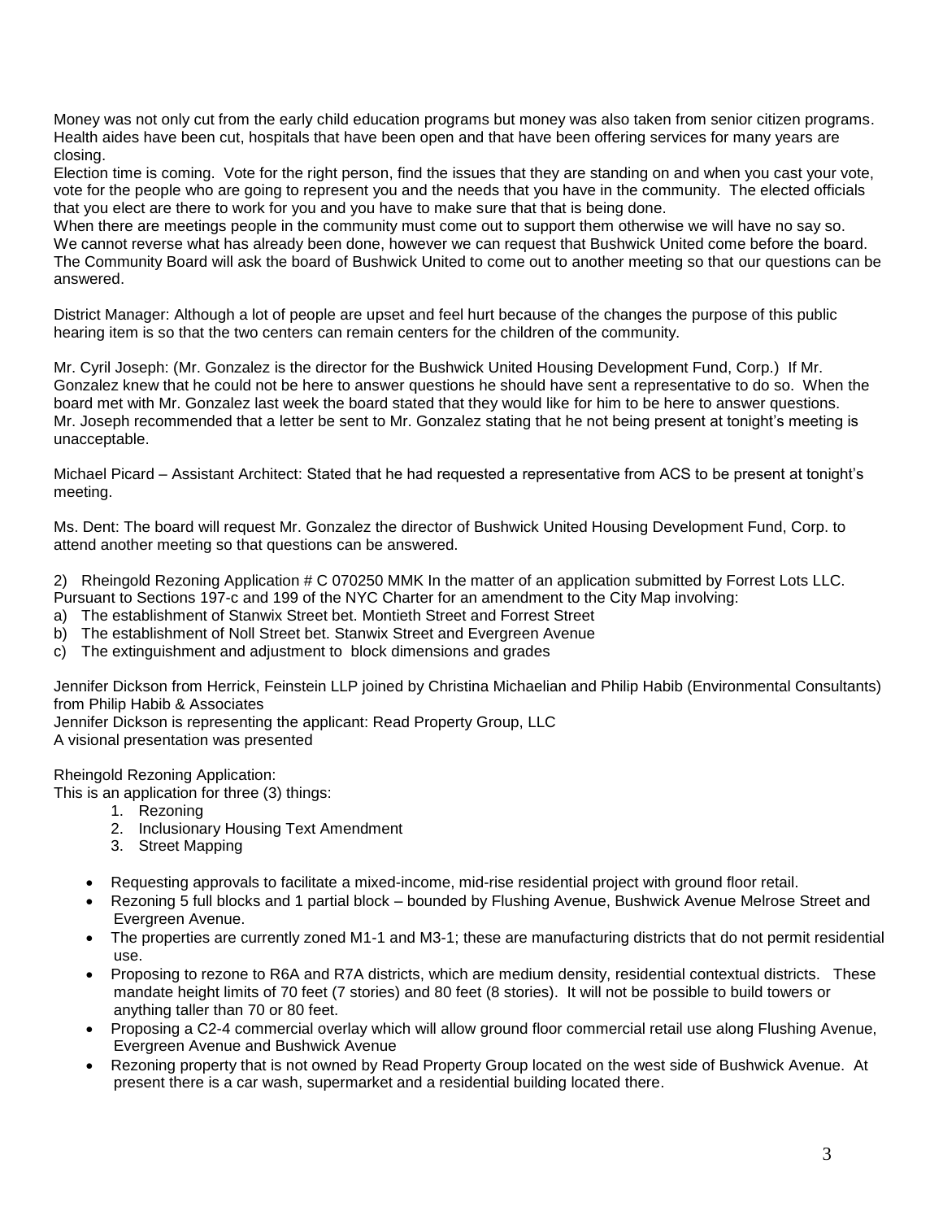Money was not only cut from the early child education programs but money was also taken from senior citizen programs. Health aides have been cut, hospitals that have been open and that have been offering services for many years are closing.

Election time is coming. Vote for the right person, find the issues that they are standing on and when you cast your vote, vote for the people who are going to represent you and the needs that you have in the community. The elected officials that you elect are there to work for you and you have to make sure that that is being done.

When there are meetings people in the community must come out to support them otherwise we will have no say so.

We cannot reverse what has already been done, however we can request that Bushwick United come before the board. The Community Board will ask the board of Bushwick United to come out to another meeting so that our questions can be answered.

District Manager: Although a lot of people are upset and feel hurt because of the changes the purpose of this public hearing item is so that the two centers can remain centers for the children of the community.

Mr. Cyril Joseph: (Mr. Gonzalez is the director for the Bushwick United Housing Development Fund, Corp.) If Mr. Gonzalez knew that he could not be here to answer questions he should have sent a representative to do so. When the board met with Mr. Gonzalez last week the board stated that they would like for him to be here to answer questions. Mr. Joseph recommended that a letter be sent to Mr. Gonzalez stating that he not being present at tonight's meeting is unacceptable.

Michael Picard – Assistant Architect: Stated that he had requested a representative from ACS to be present at tonight's meeting.

Ms. Dent: The board will request Mr. Gonzalez the director of Bushwick United Housing Development Fund, Corp. to attend another meeting so that questions can be answered.

2) Rheingold Rezoning Application # C 070250 MMK In the matter of an application submitted by Forrest Lots LLC. Pursuant to Sections 197-c and 199 of the NYC Charter for an amendment to the City Map involving:

a) The establishment of Stanwix Street bet. Montieth Street and Forrest Street
b) The establishment of Noll Street bet. Stanwix Street and Evergreen Avenue
c) The extinguishment and adjustment to block dimensions and grades

Jennifer Dickson from Herrick, Feinstein LLP joined by Christina Michaelian and Philip Habib (Environmental Consultants) from Philip Habib & Associates
Jennifer Dickson is representing the applicant: Read Property Group, LLC
A visional presentation was presented

Rheingold Rezoning Application:
This is an application for three (3) things:

1. Rezoning
2. Inclusionary Housing Text Amendment
3. Street Mapping

- Requesting approvals to facilitate a mixed-income, mid-rise residential project with ground floor retail.
- Rezoning 5 full blocks and 1 partial block – bounded by Flushing Avenue, Bushwick Avenue Melrose Street and Evergreen Avenue.
- The properties are currently zoned M1-1 and M3-1; these are manufacturing districts that do not permit residential use.
- Proposing to rezone to R6A and R7A districts, which are medium density, residential contextual districts. These mandate height limits of 70 feet (7 stories) and 80 feet (8 stories). It will not be possible to build towers or anything taller than 70 or 80 feet.
- Proposing a C2-4 commercial overlay which will allow ground floor commercial retail use along Flushing Avenue, Evergreen Avenue and Bushwick Avenue
- Rezoning property that is not owned by Read Property Group located on the west side of Bushwick Avenue. At present there is a car wash, supermarket and a residential building located there.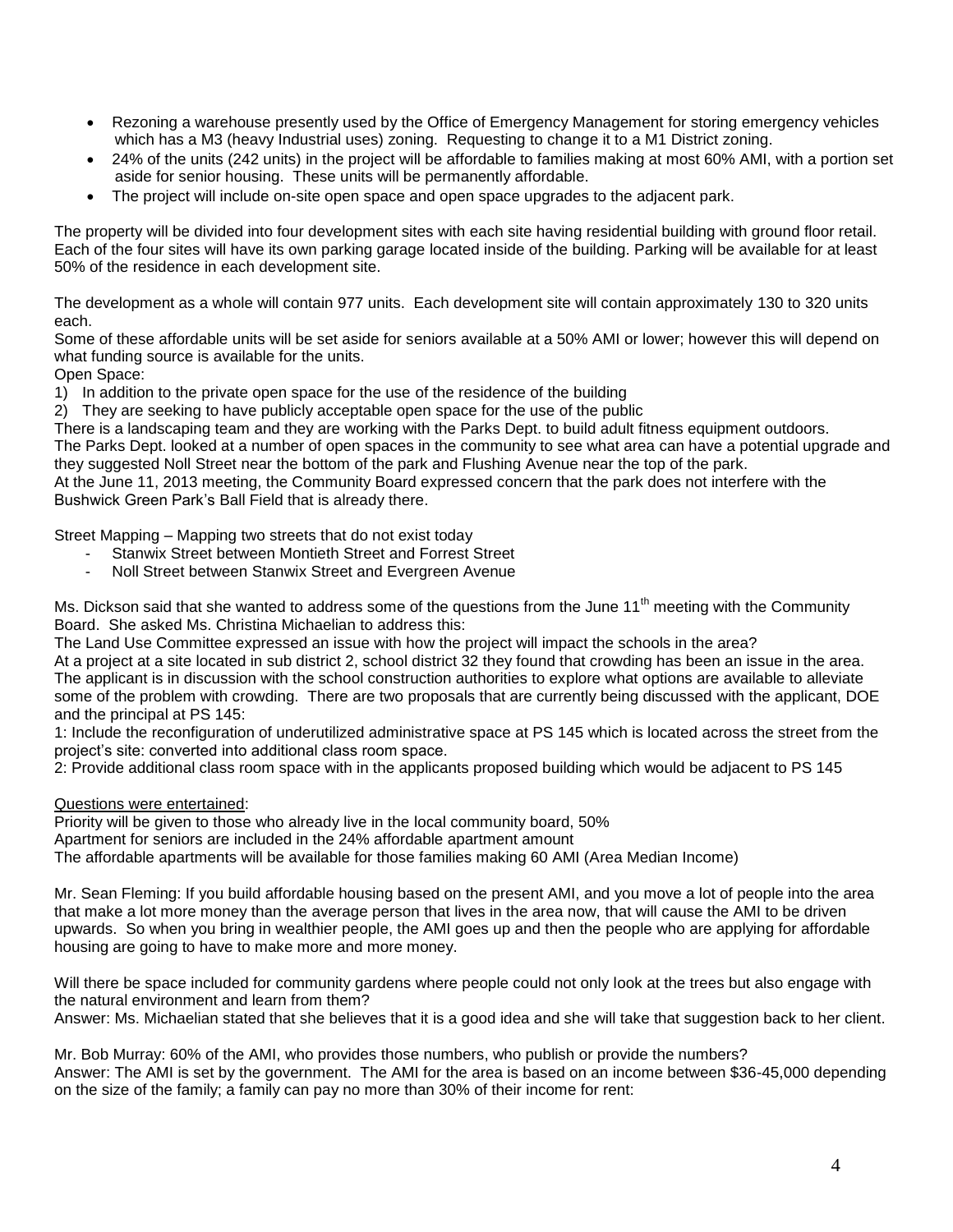- Rezoning a warehouse presently used by the Office of Emergency Management for storing emergency vehicles which has a M3 (heavy Industrial uses) zoning. Requesting to change it to a M1 District zoning.
- 24% of the units (242 units) in the project will be affordable to families making at most 60% AMI, with a portion set aside for senior housing. These units will be permanently affordable.
- The project will include on-site open space and open space upgrades to the adjacent park.

The property will be divided into four development sites with each site having residential building with ground floor retail. Each of the four sites will have its own parking garage located inside of the building. Parking will be available for at least 50% of the residence in each development site.

The development as a whole will contain 977 units. Each development site will contain approximately 130 to 320 units each.
Some of these affordable units will be set aside for seniors available at a 50% AMI or lower; however this will depend on what funding source is available for the units.
Open Space:
1) In addition to the private open space for the use of the residence of the building
2) They are seeking to have publicly acceptable open space for the use of the public
There is a landscaping team and they are working with the Parks Dept. to build adult fitness equipment outdoors.
The Parks Dept. looked at a number of open spaces in the community to see what area can have a potential upgrade and they suggested Noll Street near the bottom of the park and Flushing Avenue near the top of the park.
At the June 11, 2013 meeting, the Community Board expressed concern that the park does not interfere with the Bushwick Green Park's Ball Field that is already there.

Street Mapping – Mapping two streets that do not exist today
- Stanwix Street between Montieth Street and Forrest Street
- Noll Street between Stanwix Street and Evergreen Avenue

Ms. Dickson said that she wanted to address some of the questions from the June 11th meeting with the Community Board. She asked Ms. Christina Michaelian to address this:
The Land Use Committee expressed an issue with how the project will impact the schools in the area?
At a project at a site located in sub district 2, school district 32 they found that crowding has been an issue in the area. The applicant is in discussion with the school construction authorities to explore what options are available to alleviate some of the problem with crowding. There are two proposals that are currently being discussed with the applicant, DOE and the principal at PS 145:
1: Include the reconfiguration of underutilized administrative space at PS 145 which is located across the street from the project's site: converted into additional class room space.
2: Provide additional class room space with in the applicants proposed building which would be adjacent to PS 145

<u>Questions were entertained</u>:
Priority will be given to those who already live in the local community board, 50%
Apartment for seniors are included in the 24% affordable apartment amount
The affordable apartments will be available for those families making 60 AMI (Area Median Income)

Mr. Sean Fleming: If you build affordable housing based on the present AMI, and you move a lot of people into the area that make a lot more money than the average person that lives in the area now, that will cause the AMI to be driven upwards. So when you bring in wealthier people, the AMI goes up and then the people who are applying for affordable housing are going to have to make more and more money.

Will there be space included for community gardens where people could not only look at the trees but also engage with the natural environment and learn from them?
Answer: Ms. Michaelian stated that she believes that it is a good idea and she will take that suggestion back to her client.

Mr. Bob Murray: 60% of the AMI, who provides those numbers, who publish or provide the numbers?
Answer: The AMI is set by the government. The AMI for the area is based on an income between $36-45,000 depending on the size of the family; a family can pay no more than 30% of their income for rent: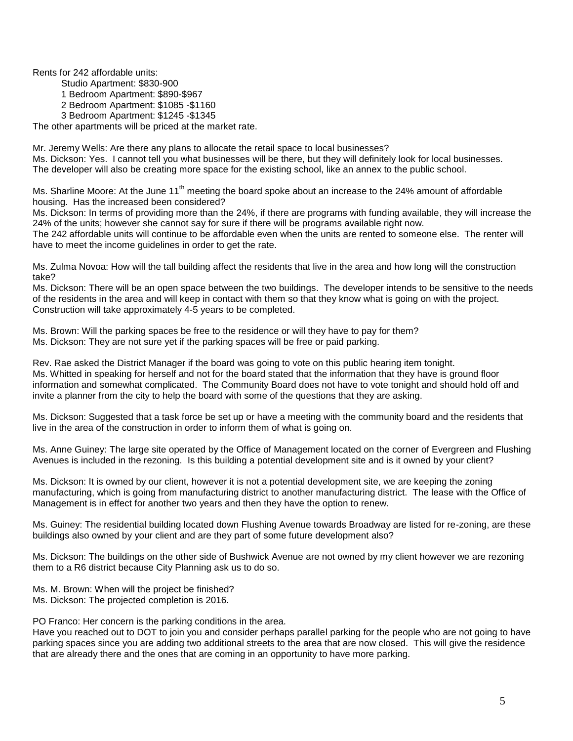Rents for 242 affordable units:

- Studio Apartment: $830-900
- 1 Bedroom Apartment: $890-$967
- 2 Bedroom Apartment: $1085 -$1160
- 3 Bedroom Apartment: $1245 -$1345

The other apartments will be priced at the market rate.

Mr. Jeremy Wells: Are there any plans to allocate the retail space to local businesses?
Ms. Dickson: Yes. I cannot tell you what businesses will be there, but they will definitely look for local businesses. The developer will also be creating more space for the existing school, like an annex to the public school.

Ms. Sharline Moore: At the June 11th meeting the board spoke about an increase to the 24% amount of affordable housing. Has the increased been considered?
Ms. Dickson: In terms of providing more than the 24%, if there are programs with funding available, they will increase the 24% of the units; however she cannot say for sure if there will be programs available right now.
The 242 affordable units will continue to be affordable even when the units are rented to someone else. The renter will have to meet the income guidelines in order to get the rate.

Ms. Zulma Novoa: How will the tall building affect the residents that live in the area and how long will the construction take?
Ms. Dickson: There will be an open space between the two buildings. The developer intends to be sensitive to the needs of the residents in the area and will keep in contact with them so that they know what is going on with the project. Construction will take approximately 4-5 years to be completed.

Ms. Brown: Will the parking spaces be free to the residence or will they have to pay for them?
Ms. Dickson: They are not sure yet if the parking spaces will be free or paid parking.

Rev. Rae asked the District Manager if the board was going to vote on this public hearing item tonight.
Ms. Whitted in speaking for herself and not for the board stated that the information that they have is ground floor information and somewhat complicated. The Community Board does not have to vote tonight and should hold off and invite a planner from the city to help the board with some of the questions that they are asking.

Ms. Dickson: Suggested that a task force be set up or have a meeting with the community board and the residents that live in the area of the construction in order to inform them of what is going on.

Ms. Anne Guiney: The large site operated by the Office of Management located on the corner of Evergreen and Flushing Avenues is included in the rezoning. Is this building a potential development site and is it owned by your client?

Ms. Dickson: It is owned by our client, however it is not a potential development site, we are keeping the zoning manufacturing, which is going from manufacturing district to another manufacturing district. The lease with the Office of Management is in effect for another two years and then they have the option to renew.

Ms. Guiney: The residential building located down Flushing Avenue towards Broadway are listed for re-zoning, are these buildings also owned by your client and are they part of some future development also?

Ms. Dickson: The buildings on the other side of Bushwick Avenue are not owned by my client however we are rezoning them to a R6 district because City Planning ask us to do so.

Ms. M. Brown: When will the project be finished?
Ms. Dickson: The projected completion is 2016.

PO Franco: Her concern is the parking conditions in the area.
Have you reached out to DOT to join you and consider perhaps parallel parking for the people who are not going to have parking spaces since you are adding two additional streets to the area that are now closed. This will give the residence that are already there and the ones that are coming in an opportunity to have more parking.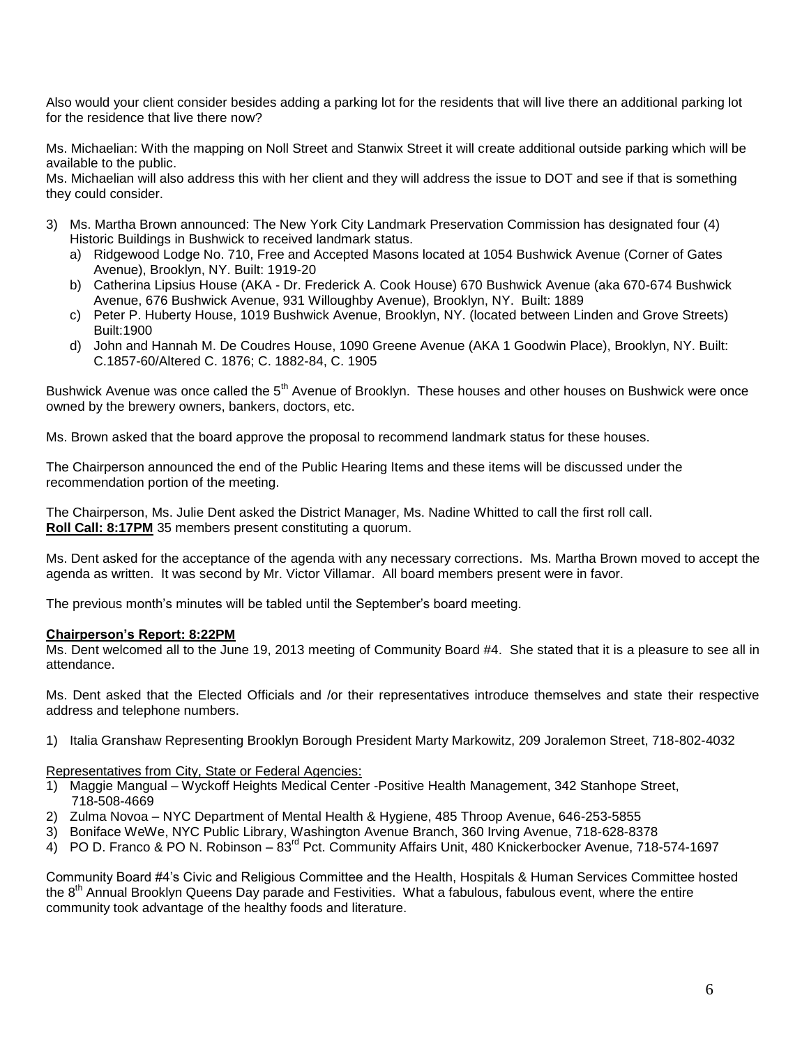Also would your client consider besides adding a parking lot for the residents that will live there an additional parking lot for the residence that live there now?

Ms. Michaelian: With the mapping on Noll Street and Stanwix Street it will create additional outside parking which will be available to the public.

Ms. Michaelian will also address this with her client and they will address the issue to DOT and see if that is something they could consider.

3) Ms. Martha Brown announced: The New York City Landmark Preservation Commission has designated four (4) Historic Buildings in Bushwick to received landmark status.
   a) Ridgewood Lodge No. 710, Free and Accepted Masons located at 1054 Bushwick Avenue (Corner of Gates Avenue), Brooklyn, NY. Built: 1919-20
   b) Catherina Lipsius House (AKA - Dr. Frederick A. Cook House) 670 Bushwick Avenue (aka 670-674 Bushwick Avenue, 676 Bushwick Avenue, 931 Willoughby Avenue), Brooklyn, NY. Built: 1889
   c) Peter P. Huberty House, 1019 Bushwick Avenue, Brooklyn, NY. (located between Linden and Grove Streets) Built:1900
   d) John and Hannah M. De Coudres House, 1090 Greene Avenue (AKA 1 Goodwin Place), Brooklyn, NY. Built: C.1857-60/Altered C. 1876; C. 1882-84, C. 1905

Bushwick Avenue was once called the 5th Avenue of Brooklyn. These houses and other houses on Bushwick were once owned by the brewery owners, bankers, doctors, etc.

Ms. Brown asked that the board approve the proposal to recommend landmark status for these houses.

The Chairperson announced the end of the Public Hearing Items and these items will be discussed under the recommendation portion of the meeting.

The Chairperson, Ms. Julie Dent asked the District Manager, Ms. Nadine Whitted to call the first roll call.
**Roll Call: 8:17PM** 35 members present constituting a quorum.

Ms. Dent asked for the acceptance of the agenda with any necessary corrections. Ms. Martha Brown moved to accept the agenda as written. It was second by Mr. Victor Villamar. All board members present were in favor.

The previous month's minutes will be tabled until the September's board meeting.

**Chairperson's Report: 8:22PM**

Ms. Dent welcomed all to the June 19, 2013 meeting of Community Board #4. She stated that it is a pleasure to see all in attendance.

Ms. Dent asked that the Elected Officials and /or their representatives introduce themselves and state their respective address and telephone numbers.

1) Italia Granshaw Representing Brooklyn Borough President Marty Markowitz, 209 Joralemon Street, 718-802-4032

Representatives from City, State or Federal Agencies:

1) Maggie Mangual – Wyckoff Heights Medical Center -Positive Health Management, 342 Stanhope Street, 718-508-4669
2) Zulma Novoa – NYC Department of Mental Health & Hygiene, 485 Throop Avenue, 646-253-5855
3) Boniface WeWe, NYC Public Library, Washington Avenue Branch, 360 Irving Avenue, 718-628-8378
4) PO D. Franco & PO N. Robinson – 83rd Pct. Community Affairs Unit, 480 Knickerbocker Avenue, 718-574-1697

Community Board #4's Civic and Religious Committee and the Health, Hospitals & Human Services Committee hosted the 8th Annual Brooklyn Queens Day parade and Festivities. What a fabulous, fabulous event, where the entire community took advantage of the healthy foods and literature.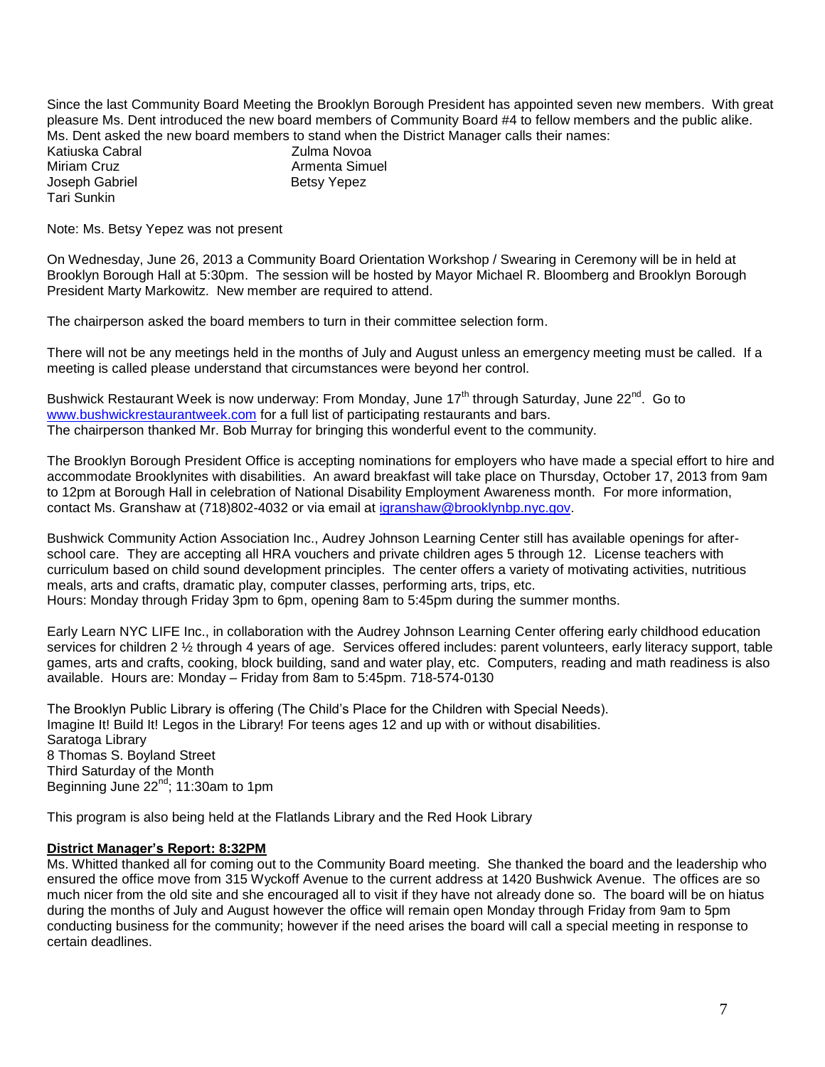Since the last Community Board Meeting the Brooklyn Borough President has appointed seven new members. With great pleasure Ms. Dent introduced the new board members of Community Board #4 to fellow members and the public alike. Ms. Dent asked the new board members to stand when the District Manager calls their names:

| | |
|---|---|
| Katiuska Cabral | Zulma Novoa |
| Miriam Cruz | Armenta Simuel |
| Joseph Gabriel | Betsy Yepez |
| Tari Sunkin | |

Note: Ms. Betsy Yepez was not present

On Wednesday, June 26, 2013 a Community Board Orientation Workshop / Swearing in Ceremony will be in held at Brooklyn Borough Hall at 5:30pm. The session will be hosted by Mayor Michael R. Bloomberg and Brooklyn Borough President Marty Markowitz. New member are required to attend.

The chairperson asked the board members to turn in their committee selection form.

There will not be any meetings held in the months of July and August unless an emergency meeting must be called. If a meeting is called please understand that circumstances were beyond her control.

Bushwick Restaurant Week is now underway: From Monday, June 17th through Saturday, June 22nd. Go to www.bushwickrestaurantweek.com for a full list of participating restaurants and bars.
The chairperson thanked Mr. Bob Murray for bringing this wonderful event to the community.

The Brooklyn Borough President Office is accepting nominations for employers who have made a special effort to hire and accommodate Brooklynites with disabilities. An award breakfast will take place on Thursday, October 17, 2013 from 9am to 12pm at Borough Hall in celebration of National Disability Employment Awareness month. For more information, contact Ms. Granshaw at (718)802-4032 or via email at igranshaw@brooklynbp.nyc.gov.

Bushwick Community Action Association Inc., Audrey Johnson Learning Center still has available openings for after-school care. They are accepting all HRA vouchers and private children ages 5 through 12. License teachers with curriculum based on child sound development principles. The center offers a variety of motivating activities, nutritious meals, arts and crafts, dramatic play, computer classes, performing arts, trips, etc.
Hours: Monday through Friday 3pm to 6pm, opening 8am to 5:45pm during the summer months.

Early Learn NYC LIFE Inc., in collaboration with the Audrey Johnson Learning Center offering early childhood education services for children 2 ½ through 4 years of age. Services offered includes: parent volunteers, early literacy support, table games, arts and crafts, cooking, block building, sand and water play, etc. Computers, reading and math readiness is also available. Hours are: Monday – Friday from 8am to 5:45pm. 718-574-0130

The Brooklyn Public Library is offering (The Child's Place for the Children with Special Needs).
Imagine It! Build It! Legos in the Library! For teens ages 12 and up with or without disabilities.
Saratoga Library
8 Thomas S. Boyland Street
Third Saturday of the Month
Beginning June 22nd; 11:30am to 1pm

This program is also being held at the Flatlands Library and the Red Hook Library

**District Manager's Report: 8:32PM**

Ms. Whitted thanked all for coming out to the Community Board meeting. She thanked the board and the leadership who ensured the office move from 315 Wyckoff Avenue to the current address at 1420 Bushwick Avenue. The offices are so much nicer from the old site and she encouraged all to visit if they have not already done so. The board will be on hiatus during the months of July and August however the office will remain open Monday through Friday from 9am to 5pm conducting business for the community; however if the need arises the board will call a special meeting in response to certain deadlines.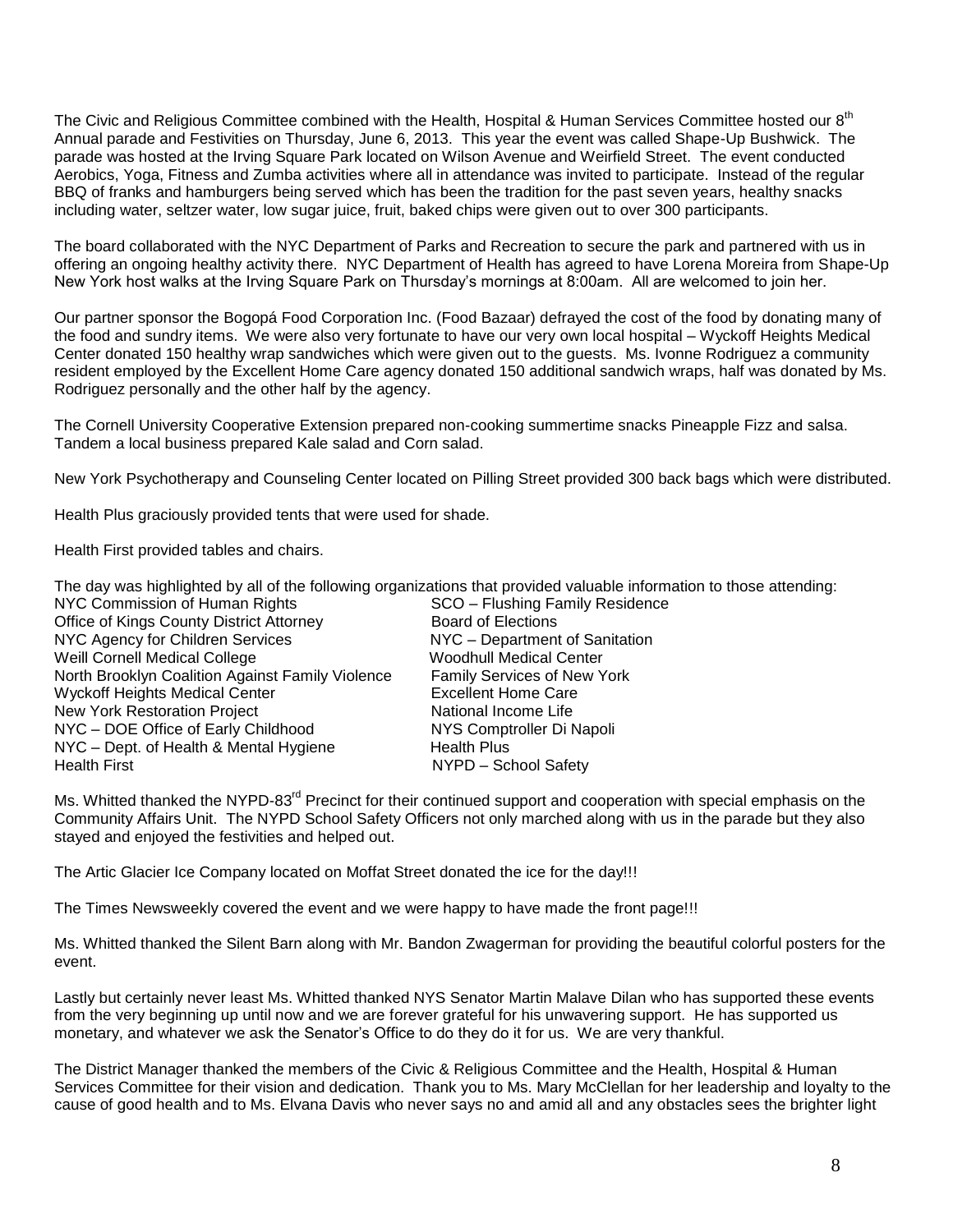The Civic and Religious Committee combined with the Health, Hospital & Human Services Committee hosted our 8th Annual parade and Festivities on Thursday, June 6, 2013. This year the event was called Shape-Up Bushwick. The parade was hosted at the Irving Square Park located on Wilson Avenue and Weirfield Street. The event conducted Aerobics, Yoga, Fitness and Zumba activities where all in attendance was invited to participate. Instead of the regular BBQ of franks and hamburgers being served which has been the tradition for the past seven years, healthy snacks including water, seltzer water, low sugar juice, fruit, baked chips were given out to over 300 participants.

The board collaborated with the NYC Department of Parks and Recreation to secure the park and partnered with us in offering an ongoing healthy activity there. NYC Department of Health has agreed to have Lorena Moreira from Shape-Up New York host walks at the Irving Square Park on Thursday's mornings at 8:00am. All are welcomed to join her.

Our partner sponsor the Bogopá Food Corporation Inc. (Food Bazaar) defrayed the cost of the food by donating many of the food and sundry items. We were also very fortunate to have our very own local hospital – Wyckoff Heights Medical Center donated 150 healthy wrap sandwiches which were given out to the guests. Ms. Ivonne Rodriguez a community resident employed by the Excellent Home Care agency donated 150 additional sandwich wraps, half was donated by Ms. Rodriguez personally and the other half by the agency.

The Cornell University Cooperative Extension prepared non-cooking summertime snacks Pineapple Fizz and salsa. Tandem a local business prepared Kale salad and Corn salad.

New York Psychotherapy and Counseling Center located on Pilling Street provided 300 back bags which were distributed.

Health Plus graciously provided tents that were used for shade.

Health First provided tables and chairs.

The day was highlighted by all of the following organizations that provided valuable information to those attending:

| | |
|---|---|
| NYC Commission of Human Rights | SCO – Flushing Family Residence |
| Office of Kings County District Attorney | Board of Elections |
| NYC Agency for Children Services | NYC – Department of Sanitation |
| Weill Cornell Medical College | Woodhull Medical Center |
| North Brooklyn Coalition Against Family Violence | Family Services of New York |
| Wyckoff Heights Medical Center | Excellent Home Care |
| New York Restoration Project | National Income Life |
| NYC – DOE Office of Early Childhood | NYS Comptroller Di Napoli |
| NYC – Dept. of Health & Mental Hygiene | Health Plus |
| Health First | NYPD – School Safety |

Ms. Whitted thanked the NYPD-83rd Precinct for their continued support and cooperation with special emphasis on the Community Affairs Unit. The NYPD School Safety Officers not only marched along with us in the parade but they also stayed and enjoyed the festivities and helped out.

The Artic Glacier Ice Company located on Moffat Street donated the ice for the day!!!

The Times Newsweekly covered the event and we were happy to have made the front page!!!

Ms. Whitted thanked the Silent Barn along with Mr. Bandon Zwagerman for providing the beautiful colorful posters for the event.

Lastly but certainly never least Ms. Whitted thanked NYS Senator Martin Malave Dilan who has supported these events from the very beginning up until now and we are forever grateful for his unwavering support. He has supported us monetary, and whatever we ask the Senator's Office to do they do it for us. We are very thankful.

The District Manager thanked the members of the Civic & Religious Committee and the Health, Hospital & Human Services Committee for their vision and dedication. Thank you to Ms. Mary McClellan for her leadership and loyalty to the cause of good health and to Ms. Elvana Davis who never says no and amid all and any obstacles sees the brighter light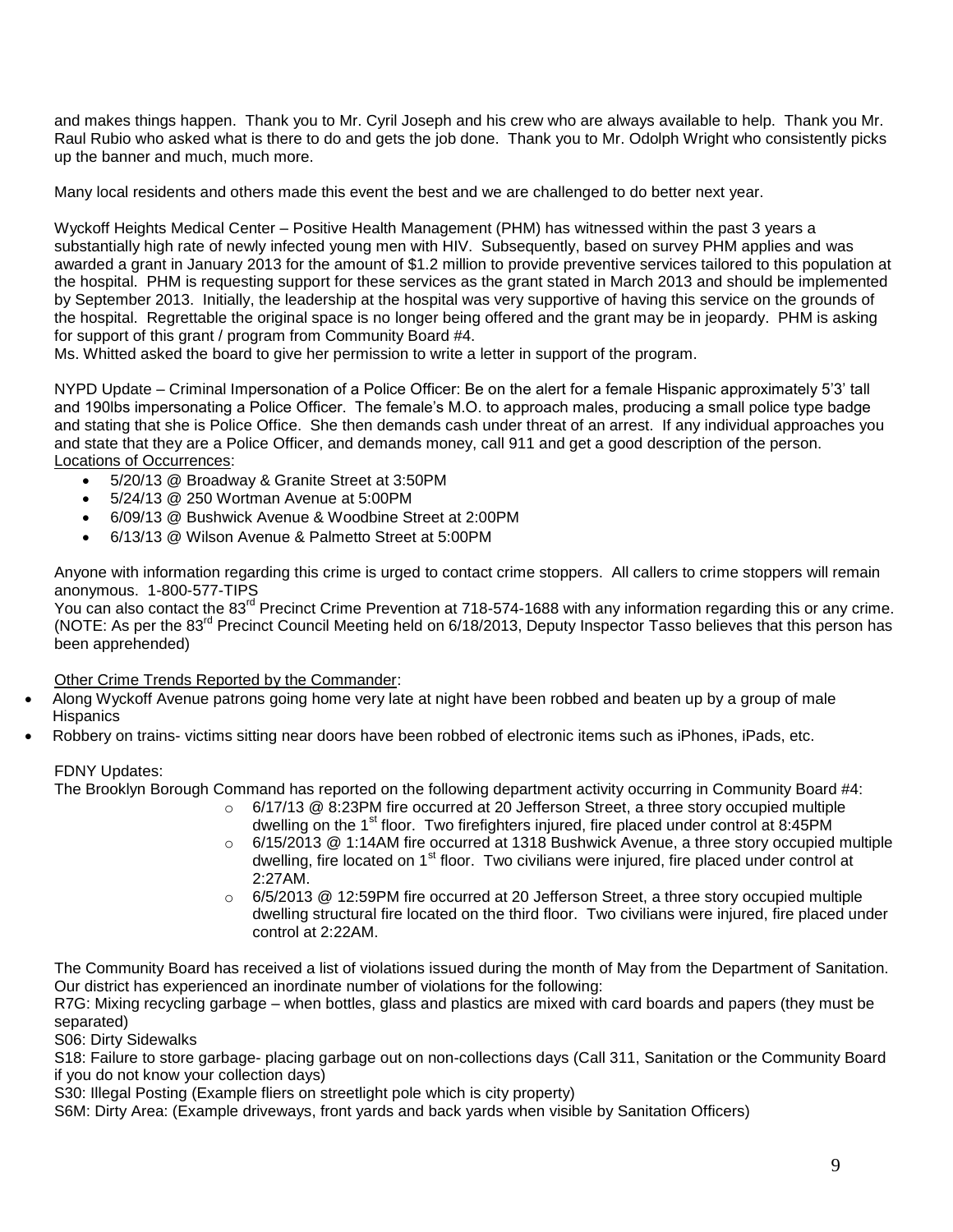and makes things happen. Thank you to Mr. Cyril Joseph and his crew who are always available to help. Thank you Mr. Raul Rubio who asked what is there to do and gets the job done. Thank you to Mr. Odolph Wright who consistently picks up the banner and much, much more.

Many local residents and others made this event the best and we are challenged to do better next year.

Wyckoff Heights Medical Center – Positive Health Management (PHM) has witnessed within the past 3 years a substantially high rate of newly infected young men with HIV. Subsequently, based on survey PHM applies and was awarded a grant in January 2013 for the amount of $1.2 million to provide preventive services tailored to this population at the hospital. PHM is requesting support for these services as the grant stated in March 2013 and should be implemented by September 2013. Initially, the leadership at the hospital was very supportive of having this service on the grounds of the hospital. Regrettable the original space is no longer being offered and the grant may be in jeopardy. PHM is asking for support of this grant / program from Community Board #4.
Ms. Whitted asked the board to give her permission to write a letter in support of the program.

NYPD Update – Criminal Impersonation of a Police Officer: Be on the alert for a female Hispanic approximately 5'3' tall and 190lbs impersonating a Police Officer. The female's M.O. to approach males, producing a small police type badge and stating that she is Police Office. She then demands cash under threat of an arrest. If any individual approaches you and state that they are a Police Officer, and demands money, call 911 and get a good description of the person.
Locations of Occurrences:

- 5/20/13 @ Broadway & Granite Street at 3:50PM
- 5/24/13 @ 250 Wortman Avenue at 5:00PM
- 6/09/13 @ Bushwick Avenue & Woodbine Street at 2:00PM
- 6/13/13 @ Wilson Avenue & Palmetto Street at 5:00PM

Anyone with information regarding this crime is urged to contact crime stoppers. All callers to crime stoppers will remain anonymous. 1-800-577-TIPS
You can also contact the 83rd Precinct Crime Prevention at 718-574-1688 with any information regarding this or any crime. (NOTE: As per the 83rd Precinct Council Meeting held on 6/18/2013, Deputy Inspector Tasso believes that this person has been apprehended)

Other Crime Trends Reported by the Commander:

- Along Wyckoff Avenue patrons going home very late at night have been robbed and beaten up by a group of male Hispanics
- Robbery on trains- victims sitting near doors have been robbed of electronic items such as iPhones, iPads, etc.

FDNY Updates:
The Brooklyn Borough Command has reported on the following department activity occurring in Community Board #4:

- 6/17/13 @ 8:23PM fire occurred at 20 Jefferson Street, a three story occupied multiple dwelling on the 1st floor. Two firefighters injured, fire placed under control at 8:45PM
- 6/15/2013 @ 1:14AM fire occurred at 1318 Bushwick Avenue, a three story occupied multiple dwelling, fire located on 1st floor. Two civilians were injured, fire placed under control at 2:27AM.
- 6/5/2013 @ 12:59PM fire occurred at 20 Jefferson Street, a three story occupied multiple dwelling structural fire located on the third floor. Two civilians were injured, fire placed under control at 2:22AM.

The Community Board has received a list of violations issued during the month of May from the Department of Sanitation. Our district has experienced an inordinate number of violations for the following:
R7G: Mixing recycling garbage – when bottles, glass and plastics are mixed with card boards and papers (they must be separated)
S06: Dirty Sidewalks
S18: Failure to store garbage- placing garbage out on non-collections days (Call 311, Sanitation or the Community Board if you do not know your collection days)
S30: Illegal Posting (Example fliers on streetlight pole which is city property)
S6M: Dirty Area: (Example driveways, front yards and back yards when visible by Sanitation Officers)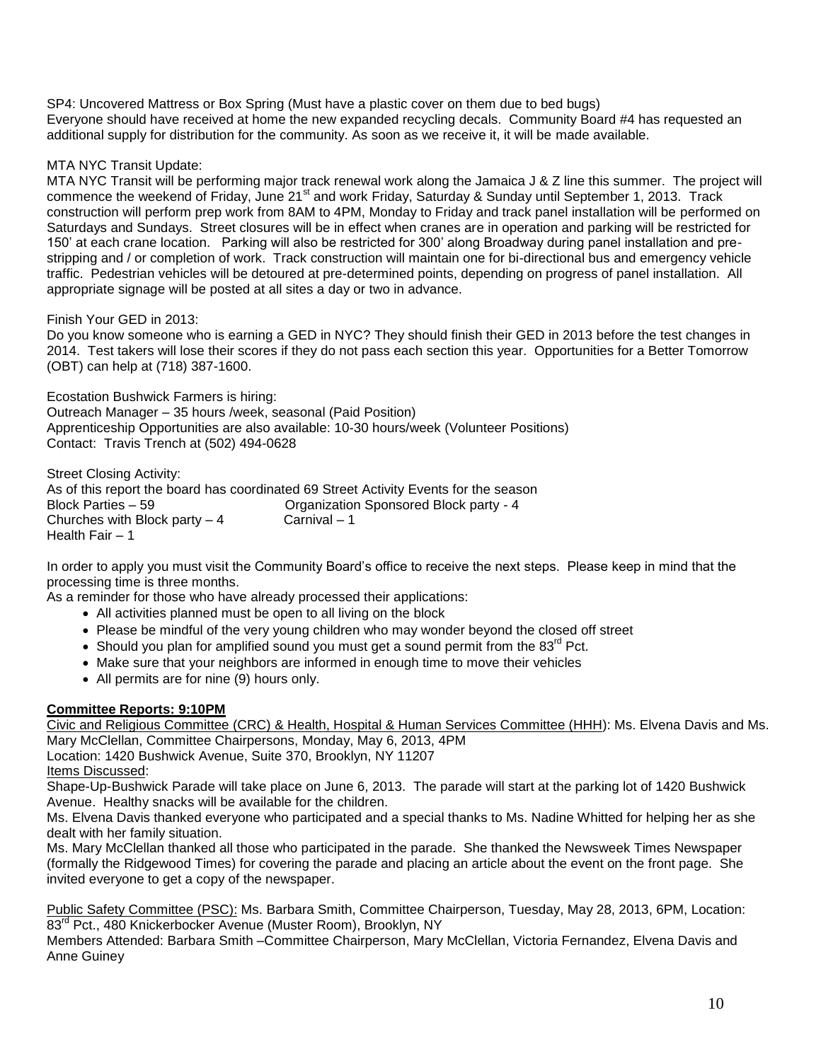SP4: Uncovered Mattress or Box Spring (Must have a plastic cover on them due to bed bugs)
Everyone should have received at home the new expanded recycling decals. Community Board #4 has requested an additional supply for distribution for the community. As soon as we receive it, it will be made available.

MTA NYC Transit Update:
MTA NYC Transit will be performing major track renewal work along the Jamaica J & Z line this summer. The project will commence the weekend of Friday, June 21st and work Friday, Saturday & Sunday until September 1, 2013. Track construction will perform prep work from 8AM to 4PM, Monday to Friday and track panel installation will be performed on Saturdays and Sundays. Street closures will be in effect when cranes are in operation and parking will be restricted for 150' at each crane location. Parking will also be restricted for 300' along Broadway during panel installation and pre-stripping and / or completion of work. Track construction will maintain one for bi-directional bus and emergency vehicle traffic. Pedestrian vehicles will be detoured at pre-determined points, depending on progress of panel installation. All appropriate signage will be posted at all sites a day or two in advance.

Finish Your GED in 2013:
Do you know someone who is earning a GED in NYC? They should finish their GED in 2013 before the test changes in 2014. Test takers will lose their scores if they do not pass each section this year. Opportunities for a Better Tomorrow (OBT) can help at (718) 387-1600.

Ecostation Bushwick Farmers is hiring:
Outreach Manager – 35 hours /week, seasonal (Paid Position)
Apprenticeship Opportunities are also available: 10-30 hours/week (Volunteer Positions)
Contact: Travis Trench at (502) 494-0628

Street Closing Activity:
As of this report the board has coordinated 69 Street Activity Events for the season
Block Parties – 59 Organization Sponsored Block party - 4
Churches with Block party – 4 Carnival – 1
Health Fair – 1

In order to apply you must visit the Community Board's office to receive the next steps. Please keep in mind that the processing time is three months.
As a reminder for those who have already processed their applications:

- All activities planned must be open to all living on the block
- Please be mindful of the very young children who may wonder beyond the closed off street
- Should you plan for amplified sound you must get a sound permit from the 83rd Pct.
- Make sure that your neighbors are informed in enough time to move their vehicles
- All permits are for nine (9) hours only.

**Committee Reports: 9:10PM**
Civic and Religious Committee (CRC) & Health, Hospital & Human Services Committee (HHH): Ms. Elvena Davis and Ms. Mary McClellan, Committee Chairpersons, Monday, May 6, 2013, 4PM
Location: 1420 Bushwick Avenue, Suite 370, Brooklyn, NY 11207
Items Discussed:
Shape-Up-Bushwick Parade will take place on June 6, 2013. The parade will start at the parking lot of 1420 Bushwick Avenue. Healthy snacks will be available for the children.
Ms. Elvena Davis thanked everyone who participated and a special thanks to Ms. Nadine Whitted for helping her as she dealt with her family situation.
Ms. Mary McClellan thanked all those who participated in the parade. She thanked the Newsweek Times Newspaper (formally the Ridgewood Times) for covering the parade and placing an article about the event on the front page. She invited everyone to get a copy of the newspaper.

Public Safety Committee (PSC): Ms. Barbara Smith, Committee Chairperson, Tuesday, May 28, 2013, 6PM, Location: 83rd Pct., 480 Knickerbocker Avenue (Muster Room), Brooklyn, NY
Members Attended: Barbara Smith –Committee Chairperson, Mary McClellan, Victoria Fernandez, Elvena Davis and Anne Guiney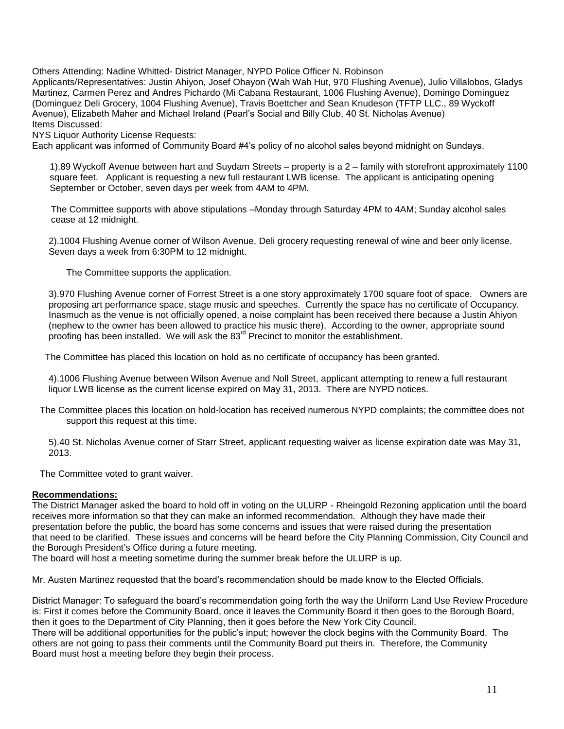Others Attending: Nadine Whitted- District Manager, NYPD Police Officer N. Robinson
Applicants/Representatives: Justin Ahiyon, Josef Ohayon (Wah Wah Hut, 970 Flushing Avenue), Julio Villalobos, Gladys Martinez, Carmen Perez and Andres Pichardo (Mi Cabana Restaurant, 1006 Flushing Avenue), Domingo Dominguez (Dominguez Deli Grocery, 1004 Flushing Avenue), Travis Boettcher and Sean Knudeson (TFTP LLC., 89 Wyckoff Avenue), Elizabeth Maher and Michael Ireland (Pearl's Social and Billy Club, 40 St. Nicholas Avenue)
Items Discussed:
NYS Liquor Authority License Requests:
Each applicant was informed of Community Board #4's policy of no alcohol sales beyond midnight on Sundays.

1).89 Wyckoff Avenue between hart and Suydam Streets – property is a 2 – family with storefront approximately 1100 square feet. Applicant is requesting a new full restaurant LWB license. The applicant is anticipating opening September or October, seven days per week from 4AM to 4PM.

The Committee supports with above stipulations –Monday through Saturday 4PM to 4AM; Sunday alcohol sales cease at 12 midnight.

2).1004 Flushing Avenue corner of Wilson Avenue, Deli grocery requesting renewal of wine and beer only license. Seven days a week from 6:30PM to 12 midnight.

The Committee supports the application.

3).970 Flushing Avenue corner of Forrest Street is a one story approximately 1700 square foot of space. Owners are proposing art performance space, stage music and speeches. Currently the space has no certificate of Occupancy. Inasmuch as the venue is not officially opened, a noise complaint has been received there because a Justin Ahiyon (nephew to the owner has been allowed to practice his music there). According to the owner, appropriate sound proofing has been installed. We will ask the 83rd Precinct to monitor the establishment.

The Committee has placed this location on hold as no certificate of occupancy has been granted.

4).1006 Flushing Avenue between Wilson Avenue and Noll Street, applicant attempting to renew a full restaurant liquor LWB license as the current license expired on May 31, 2013. There are NYPD notices.

The Committee places this location on hold-location has received numerous NYPD complaints; the committee does not support this request at this time.

5).40 St. Nicholas Avenue corner of Starr Street, applicant requesting waiver as license expiration date was May 31, 2013.

The Committee voted to grant waiver.

**Recommendations:**

The District Manager asked the board to hold off in voting on the ULURP - Rheingold Rezoning application until the board receives more information so that they can make an informed recommendation. Although they have made their presentation before the public, the board has some concerns and issues that were raised during the presentation that need to be clarified. These issues and concerns will be heard before the City Planning Commission, City Council and the Borough President's Office during a future meeting.
The board will host a meeting sometime during the summer break before the ULURP is up.

Mr. Austen Martinez requested that the board's recommendation should be made know to the Elected Officials.

District Manager: To safeguard the board's recommendation going forth the way the Uniform Land Use Review Procedure is: First it comes before the Community Board, once it leaves the Community Board it then goes to the Borough Board, then it goes to the Department of City Planning, then it goes before the New York City Council.
There will be additional opportunities for the public's input; however the clock begins with the Community Board. The others are not going to pass their comments until the Community Board put theirs in. Therefore, the Community Board must host a meeting before they begin their process.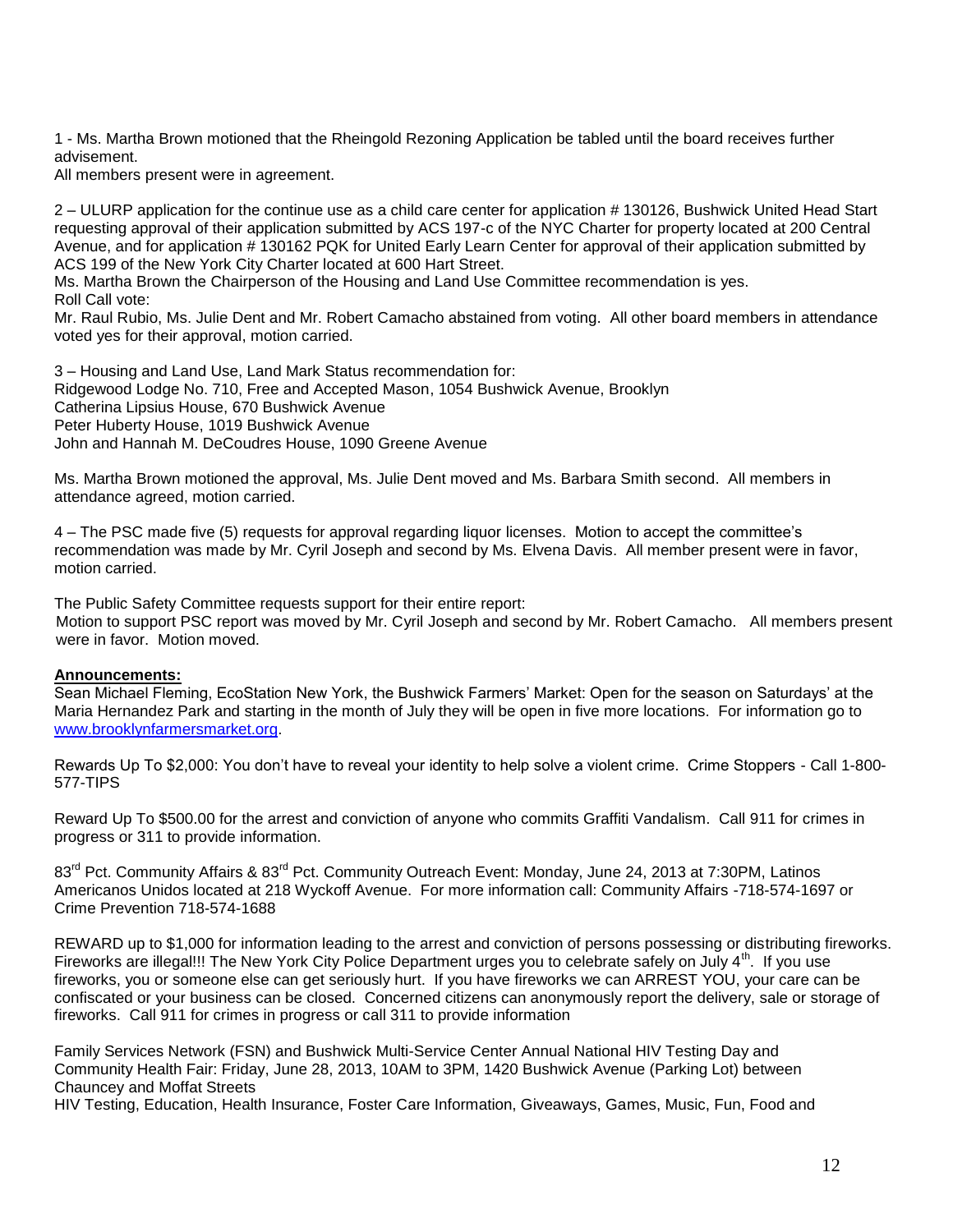1 - Ms. Martha Brown motioned that the Rheingold Rezoning Application be tabled until the board receives further advisement.
All members present were in agreement.

2 – ULURP application for the continue use as a child care center for application # 130126, Bushwick United Head Start requesting approval of their application submitted by ACS 197-c of the NYC Charter for property located at 200 Central Avenue, and for application # 130162 PQK for United Early Learn Center for approval of their application submitted by ACS 199 of the New York City Charter located at 600 Hart Street.
Ms. Martha Brown the Chairperson of the Housing and Land Use Committee recommendation is yes.
Roll Call vote:
Mr. Raul Rubio, Ms. Julie Dent and Mr. Robert Camacho abstained from voting. All other board members in attendance voted yes for their approval, motion carried.

3 – Housing and Land Use, Land Mark Status recommendation for:
Ridgewood Lodge No. 710, Free and Accepted Mason, 1054 Bushwick Avenue, Brooklyn
Catherina Lipsius House, 670 Bushwick Avenue
Peter Huberty House, 1019 Bushwick Avenue
John and Hannah M. DeCoudres House, 1090 Greene Avenue

Ms. Martha Brown motioned the approval, Ms. Julie Dent moved and Ms. Barbara Smith second. All members in attendance agreed, motion carried.

4 – The PSC made five (5) requests for approval regarding liquor licenses. Motion to accept the committee's recommendation was made by Mr. Cyril Joseph and second by Ms. Elvena Davis. All member present were in favor, motion carried.

The Public Safety Committee requests support for their entire report:
Motion to support PSC report was moved by Mr. Cyril Joseph and second by Mr. Robert Camacho. All members present were in favor. Motion moved.

**Announcements:**

Sean Michael Fleming, EcoStation New York, the Bushwick Farmers' Market: Open for the season on Saturdays' at the Maria Hernandez Park and starting in the month of July they will be open in five more locations. For information go to www.brooklynfarmersmarket.org.

Rewards Up To $2,000: You don't have to reveal your identity to help solve a violent crime. Crime Stoppers - Call 1-800-577-TIPS

Reward Up To $500.00 for the arrest and conviction of anyone who commits Graffiti Vandalism. Call 911 for crimes in progress or 311 to provide information.

83rd Pct. Community Affairs & 83rd Pct. Community Outreach Event: Monday, June 24, 2013 at 7:30PM, Latinos Americanos Unidos located at 218 Wyckoff Avenue. For more information call: Community Affairs -718-574-1697 or Crime Prevention 718-574-1688

REWARD up to $1,000 for information leading to the arrest and conviction of persons possessing or distributing fireworks. Fireworks are illegal!!! The New York City Police Department urges you to celebrate safely on July 4th. If you use fireworks, you or someone else can get seriously hurt. If you have fireworks we can ARREST YOU, your care can be confiscated or your business can be closed. Concerned citizens can anonymously report the delivery, sale or storage of fireworks. Call 911 for crimes in progress or call 311 to provide information

Family Services Network (FSN) and Bushwick Multi-Service Center Annual National HIV Testing Day and Community Health Fair: Friday, June 28, 2013, 10AM to 3PM, 1420 Bushwick Avenue (Parking Lot) between Chauncey and Moffat Streets
HIV Testing, Education, Health Insurance, Foster Care Information, Giveaways, Games, Music, Fun, Food and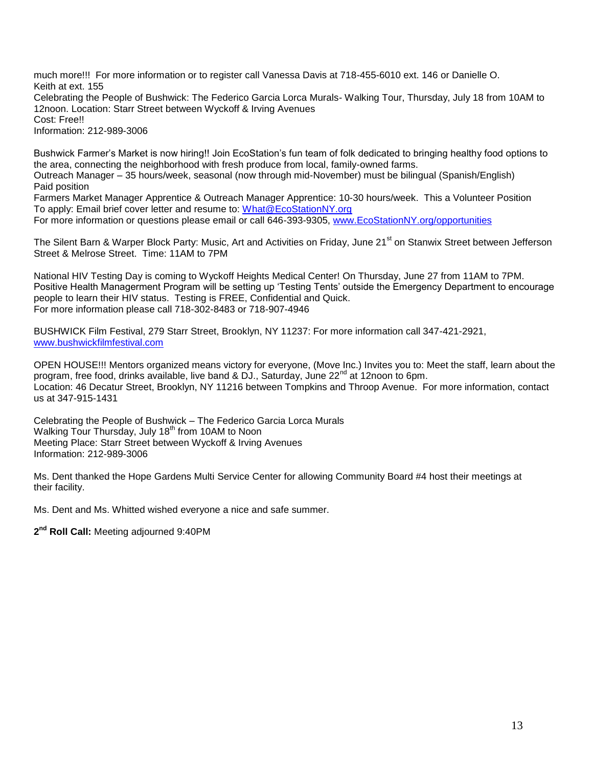much more!!! For more information or to register call Vanessa Davis at 718-455-6010 ext. 146 or Danielle O. Keith at ext. 155
Celebrating the People of Bushwick: The Federico Garcia Lorca Murals- Walking Tour, Thursday, July 18 from 10AM to 12noon. Location: Starr Street between Wyckoff & Irving Avenues
Cost: Free!!
Information: 212-989-3006

Bushwick Farmer's Market is now hiring!! Join EcoStation's fun team of folk dedicated to bringing healthy food options to the area, connecting the neighborhood with fresh produce from local, family-owned farms.
Outreach Manager – 35 hours/week, seasonal (now through mid-November) must be bilingual (Spanish/English)
Paid position
Farmers Market Manager Apprentice & Outreach Manager Apprentice: 10-30 hours/week. This a Volunteer Position
To apply: Email brief cover letter and resume to: What@EcoStationNY.org
For more information or questions please email or call 646-393-9305, www.EcoStationNY.org/opportunities

The Silent Barn & Warper Block Party: Music, Art and Activities on Friday, June 21st on Stanwix Street between Jefferson Street & Melrose Street. Time: 11AM to 7PM

National HIV Testing Day is coming to Wyckoff Heights Medical Center! On Thursday, June 27 from 11AM to 7PM. Positive Health Managerment Program will be setting up 'Testing Tents' outside the Emergency Department to encourage people to learn their HIV status. Testing is FREE, Confidential and Quick.
For more information please call 718-302-8483 or 718-907-4946

BUSHWICK Film Festival, 279 Starr Street, Brooklyn, NY 11237: For more information call 347-421-2921, www.bushwickfilmfestival.com

OPEN HOUSE!!! Mentors organized means victory for everyone, (Move Inc.) Invites you to: Meet the staff, learn about the program, free food, drinks available, live band & DJ., Saturday, June 22nd at 12noon to 6pm.
Location: 46 Decatur Street, Brooklyn, NY 11216 between Tompkins and Throop Avenue. For more information, contact us at 347-915-1431

Celebrating the People of Bushwick – The Federico Garcia Lorca Murals
Walking Tour Thursday, July 18th from 10AM to Noon
Meeting Place: Starr Street between Wyckoff & Irving Avenues
Information: 212-989-3006

Ms. Dent thanked the Hope Gardens Multi Service Center for allowing Community Board #4 host their meetings at their facility.

Ms. Dent and Ms. Whitted wished everyone a nice and safe summer.

**2nd Roll Call:** Meeting adjourned 9:40PM